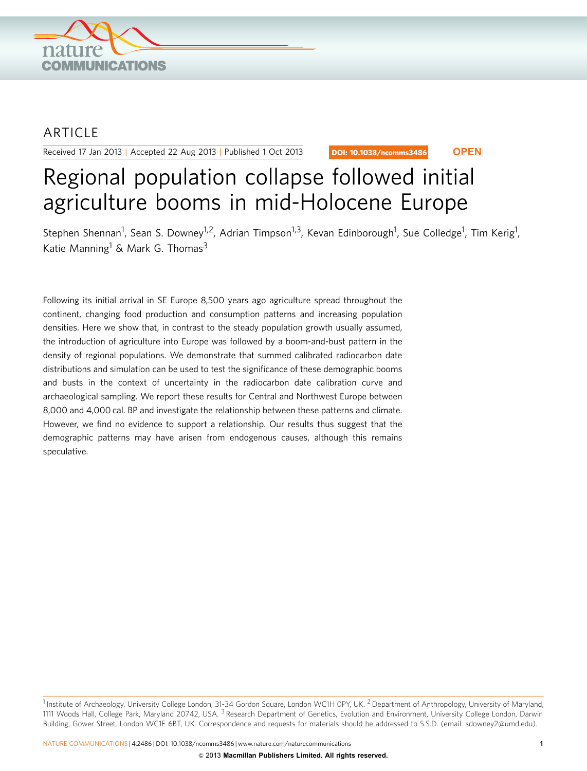ARTICLE

Received 17 Jan 2013 | Accepted 22 Aug 2013 | Published 1 Oct 2013

DOI: 10.1038/ncomms3486 **OPEN**

# Regional population collapse followed initial agriculture booms in mid-Holocene Europe

Stephen Shennan[1], Sean S. Downey[1,2], Adrian Timpson[1,3], Kevan Edinborough[1], Sue Colledge[1], Tim Kerig[1], Katie Manning[1] & Mark G. Thomas[3]

Following its initial arrival in SE Europe 8,500 years ago agriculture spread throughout the continent, changing food production and consumption patterns and increasing population densities. Here we show that, in contrast to the steady population growth usually assumed, the introduction of agriculture into Europe was followed by a boom-and-bust pattern in the density of regional populations. We demonstrate that summed calibrated radiocarbon date distributions and simulation can be used to test the significance of these demographic booms and busts in the context of uncertainty in the radiocarbon date calibration curve and archaeological sampling. We report these results for Central and Northwest Europe between 8,000 and 4,000 cal. BP and investigate the relationship between these patterns and climate. However, we find no evidence to support a relationship. Our results thus suggest that the demographic patterns may have arisen from endogenous causes, although this remains speculative.

[1] Institute of Archaeology, University College London, 31-34 Gordon Square, London WC1H 0PY, UK. [2] Department of Anthropology, University of Maryland, 1111 Woods Hall, College Park, Maryland 20742, USA. [3] Research Department of Genetics, Evolution and Environment, University College London, Darwin Building, Gower Street, London WC1E 6BT, UK. Correspondence and requests for materials should be addressed to S.S.D. (email: sdowney2@umd.edu).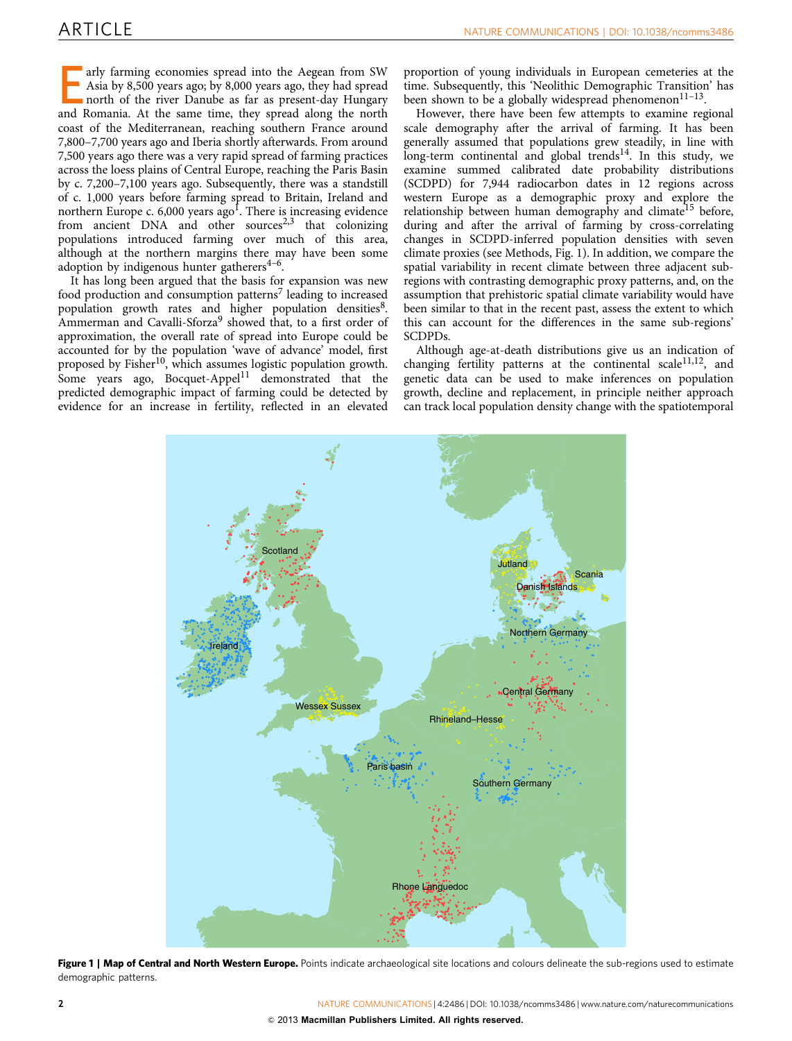Early farming economies spread into the Aegean from SW Asia by 8,500 years ago; by 8,000 years ago, they had spread north of the river Danube as far as present-day Hungary and Romania. At the same time, they spread along the north coast of the Mediterranean, reaching southern France around 7,800–7,700 years ago and Iberia shortly afterwards. From around 7,500 years ago there was a very rapid spread of farming practices across the loess plains of Central Europe, reaching the Paris Basin by c. 7,200–7,100 years ago. Subsequently, there was a standstill of c. 1,000 years before farming spread to Britain, Ireland and northern Europe c. 6,000 years ago[1]. There is increasing evidence from ancient DNA and other sources[2,3] that colonizing populations introduced farming over much of this area, although at the northern margins there may have been some adoption by indigenous hunter gatherers[4–6].

It has long been argued that the basis for expansion was new food production and consumption patterns[7] leading to increased population growth rates and higher population densities[8]. Ammerman and Cavalli-Sforza[9] showed that, to a first order of approximation, the overall rate of spread into Europe could be accounted for by the population 'wave of advance' model, first proposed by Fisher[10], which assumes logistic population growth. Some years ago, Bocquet-Appel[11] demonstrated that the predicted demographic impact of farming could be detected by evidence for an increase in fertility, reflected in an elevated proportion of young individuals in European cemeteries at the time. Subsequently, this 'Neolithic Demographic Transition' has been shown to be a globally widespread phenomenon[11–13].

However, there have been few attempts to examine regional scale demography after the arrival of farming. It has been generally assumed that populations grew steadily, in line with long-term continental and global trends[14]. In this study, we examine summed calibrated date probability distributions (SCDPD) for 7,944 radiocarbon dates in 12 regions across western Europe as a demographic proxy and explore the relationship between human demography and climate[15] before, during and after the arrival of farming by cross-correlating changes in SCDPD-inferred population densities with seven climate proxies (see Methods, Fig. 1). In addition, we compare the spatial variability in recent climate between three adjacent sub-regions with contrasting demographic proxy patterns, and, on the assumption that prehistoric spatial climate variability would have been similar to that in the recent past, assess the extent to which this can account for the differences in the same sub-regions' SCDPDs.

Although age-at-death distributions give us an indication of changing fertility patterns at the continental scale[11,12], and genetic data can be used to make inferences on population growth, decline and replacement, in principle neither approach can track local population density change with the spatiotemporal

**Figure 1 | Map of Central and North Western Europe.** Points indicate archaeological site locations and colours delineate the sub-regions used to estimate demographic patterns.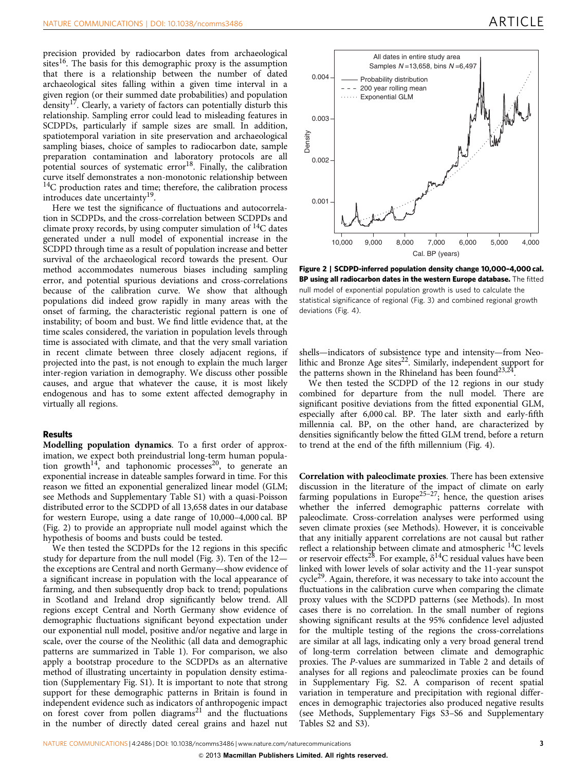precision provided by radiocarbon dates from archaeological sites[16]. The basis for this demographic proxy is the assumption that there is a relationship between the number of dated archaeological sites falling within a given time interval in a given region (or their summed date probabilities) and population density[17]. Clearly, a variety of factors can potentially disturb this relationship. Sampling error could lead to misleading features in SCDPDs, particularly if sample sizes are small. In addition, spatiotemporal variation in site preservation and archaeological sampling biases, choice of samples to radiocarbon date, sample preparation contamination and laboratory protocols are all potential sources of systematic error[18]. Finally, the calibration curve itself demonstrates a non-monotonic relationship between $^{14}$C production rates and time; therefore, the calibration process introduces date uncertainty[19].

Here we test the significance of fluctuations and autocorrelation in SCDPDs, and the cross-correlation between SCDPDs and climate proxy records, by using computer simulation of $^{14}$C dates generated under a null model of exponential increase in the SCDPD through time as a result of population increase and better survival of the archaeological record towards the present. Our method accommodates numerous biases including sampling error, and potential spurious deviations and cross-correlations because of the calibration curve. We show that although populations did indeed grow rapidly in many areas with the onset of farming, the characteristic regional pattern is one of instability; of boom and bust. We find little evidence that, at the time scales considered, the variation in population levels through time is associated with climate, and that the very small variation in recent climate between three closely adjacent regions, if projected into the past, is not enough to explain the much larger inter-region variation in demography. We discuss other possible causes, and argue that whatever the cause, it is most likely endogenous and has to some extent affected demography in virtually all regions.

## Results

**Modelling population dynamics**. To a first order of approximation, we expect both preindustrial long-term human population growth[14], and taphonomic processes[20], to generate an exponential increase in dateable samples forward in time. For this reason we fitted an exponential generalized linear model (GLM; see Methods and Supplementary Table S1) with a quasi-Poisson distributed error to the SCDPD of all 13,658 dates in our database for western Europe, using a date range of 10,000–4,000 cal. BP (Fig. 2) to provide an appropriate null model against which the hypothesis of booms and busts could be tested.

We then tested the SCDPDs for the 12 regions in this specific study for departure from the null model (Fig. 3). Ten of the 12—the exceptions are Central and north Germany—show evidence of a significant increase in population with the local appearance of farming, and then subsequently drop back to trend; populations in Scotland and Ireland drop significantly below trend. All regions except Central and North Germany show evidence of demographic fluctuations significant beyond expectation under our exponential null model, positive and/or negative and large in scale, over the course of the Neolithic (all data and demographic patterns are summarized in Table 1). For comparison, we also apply a bootstrap procedure to the SCDPDs as an alternative method of illustrating uncertainty in population density estimation (Supplementary Fig. S1). It is important to note that strong support for these demographic patterns in Britain is found in independent evidence such as indicators of anthropogenic impact on forest cover from pollen diagrams[21] and the fluctuations in the number of directly dated cereal grains and hazel nut shells—indicators of subsistence type and intensity—from Neolithic and Bronze Age sites[22]. Similarly, independent support for the patterns shown in the Rhineland has been found[23,24].

**Figure 2 | SCDPD-inferred population density change 10,000–4,000 cal. BP using all radiocarbon dates in the western Europe database.** The fitted null model of exponential population growth is used to calculate the statistical significance of regional (Fig. 3) and combined regional growth deviations (Fig. 4).

We then tested the SCDPD of the 12 regions in our study combined for departure from the null model. There are significant positive deviations from the fitted exponential GLM, especially after 6,000 cal. BP. The later sixth and early-fifth millennia cal. BP, on the other hand, are characterized by densities significantly below the fitted GLM trend, before a return to trend at the end of the fifth millennium (Fig. 4).

**Correlation with paleoclimate proxies**. There has been extensive discussion in the literature of the impact of climate on early farming populations in Europe[25–27]; hence, the question arises whether the inferred demographic patterns correlate with paleoclimate. Cross-correlation analyses were performed using seven climate proxies (see Methods). However, it is conceivable that any initially apparent correlations are not causal but rather reflect a relationship between climate and atmospheric $^{14}$C levels or reservoir effects[28]. For example, $\delta^{14}$C residual values have been linked with lower levels of solar activity and the 11-year sunspot cycle[29]. Again, therefore, it was necessary to take into account the fluctuations in the calibration curve when comparing the climate proxy values with the SCDPD patterns (see Methods). In most cases there is no correlation. In the small number of regions showing significant results at the 95% confidence level adjusted for the multiple testing of the regions the cross-correlations are similar at all lags, indicating only a very broad general trend of long-term correlation between climate and demographic proxies. The *P*-values are summarized in Table 2 and details of analyses for all regions and paleoclimate proxies can be found in Supplementary Fig. S2. A comparison of recent spatial variation in temperature and precipitation with regional differences in demographic trajectories also produced negative results (see Methods, Supplementary Figs S3–S6 and Supplementary Tables S2 and S3).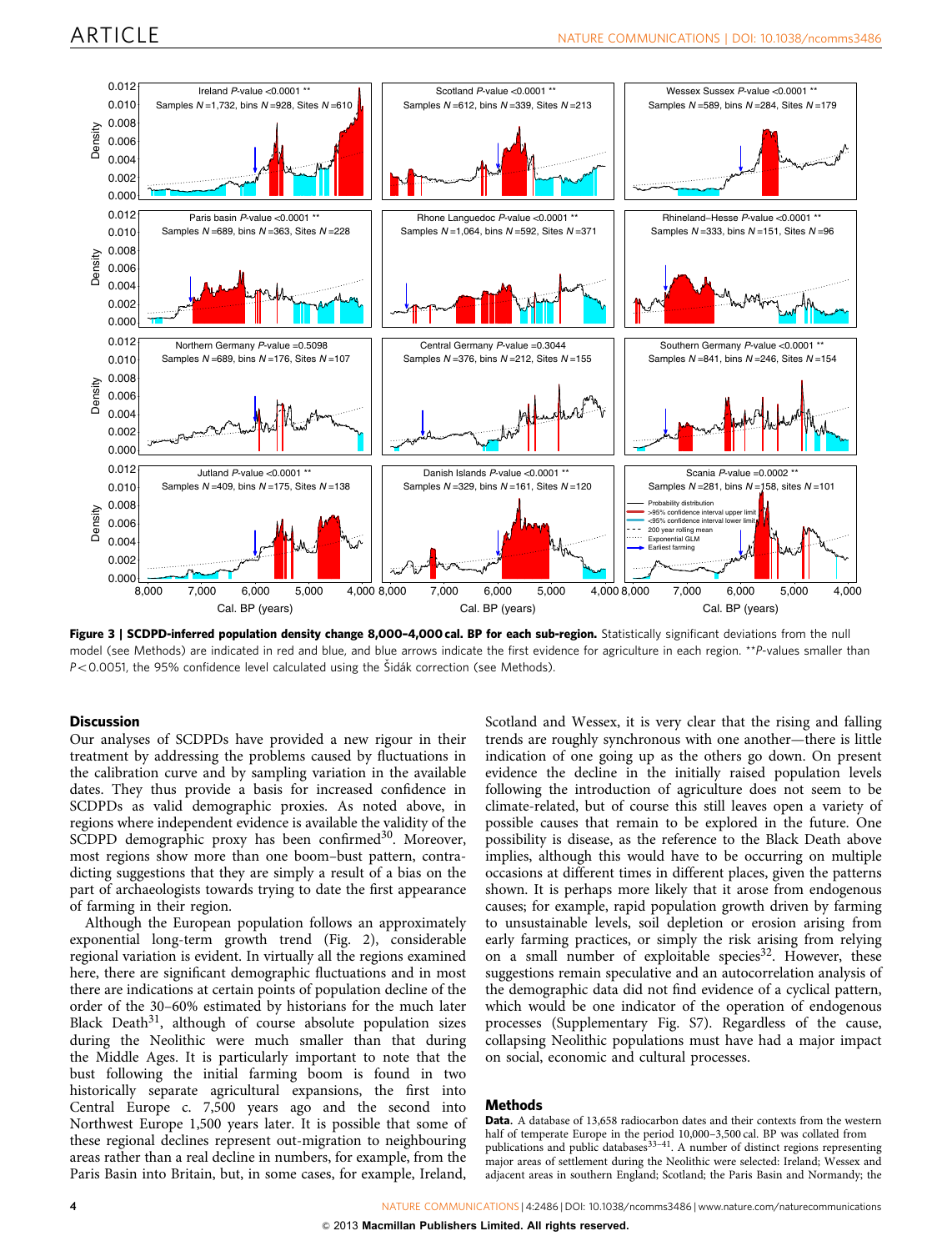**Figure 3 | SCDPD-inferred population density change 8,000–4,000 cal. BP for each sub-region.** Statistically significant deviations from the null model (see Methods) are indicated in red and blue, and blue arrows indicate the first evidence for agriculture in each region. **P-values smaller than $P<0.0051$, the 95% confidence level calculated using the Šidák correction (see Methods).

## Discussion

Our analyses of SCDPDs have provided a new rigour in their treatment by addressing the problems caused by fluctuations in the calibration curve and by sampling variation in the available dates. They thus provide a basis for increased confidence in SCDPDs as valid demographic proxies. As noted above, in regions where independent evidence is available the validity of the SCDPD demographic proxy has been confirmed[30]. Moreover, most regions show more than one boom–bust pattern, contradicting suggestions that they are simply a result of a bias on the part of archaeologists towards trying to date the first appearance of farming in their region.

Although the European population follows an approximately exponential long-term growth trend (Fig. 2), considerable regional variation is evident. In virtually all the regions examined here, there are significant demographic fluctuations and in most there are indications at certain points of population decline of the order of the 30–60% estimated by historians for the much later Black Death[31], although of course absolute population sizes during the Neolithic were much smaller than that during the Middle Ages. It is particularly important to note that the bust following the initial farming boom is found in two historically separate agricultural expansions, the first into Central Europe c. 7,500 years ago and the second into Northwest Europe 1,500 years later. It is possible that some of these regional declines represent out-migration to neighbouring areas rather than a real decline in numbers, for example, from the Paris Basin into Britain, but, in some cases, for example, Ireland, Scotland and Wessex, it is very clear that the rising and falling trends are roughly synchronous with one another—there is little indication of one going up as the others go down. On present evidence the decline in the initially raised population levels following the introduction of agriculture does not seem to be climate-related, but of course this still leaves open a variety of possible causes that remain to be explored in the future. One possibility is disease, as the reference to the Black Death above implies, although this would have to be occurring on multiple occasions at different times in different places, given the patterns shown. It is perhaps more likely that it arose from endogenous causes; for example, rapid population growth driven by farming to unsustainable levels, soil depletion or erosion arising from early farming practices, or simply the risk arising from relying on a small number of exploitable species[32]. However, these suggestions remain speculative and an autocorrelation analysis of the demographic data did not find evidence of a cyclical pattern, which would be one indicator of the operation of endogenous processes (Supplementary Fig. S7). Regardless of the cause, collapsing Neolithic populations must have had a major impact on social, economic and cultural processes.

## Methods

**Data.** A database of 13,658 radiocarbon dates and their contexts from the western half of temperate Europe in the period 10,000–3,500 cal. BP was collated from publications and public databases[33–41]. A number of distinct regions representing major areas of settlement during the Neolithic were selected: Ireland; Wessex and adjacent areas in southern England; Scotland; the Paris Basin and Normandy; the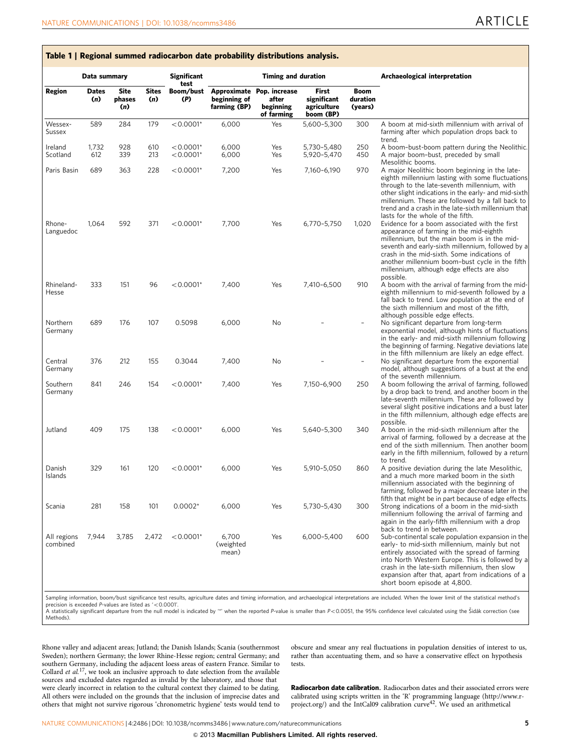**Table 1 | Regional summed radiocarbon date probability distributions analysis.**

| Data summary | | | | Significant test | Timing and duration | | | | Archaeological interpretation |
|---|---|---|---|---|---|---|---|---|---|
| Region | Dates (n) | Site phases (n) | Sites (n) | Boom/bust (P) | Approximate beginning of farming (BP) | Pop. increase after beginning of farming | First significant agriculture boom (BP) | Boom duration (years) | |
| Wessex-Sussex | 589 | 284 | 179 | <0.0001* | 6,000 | Yes | 5,600–5,300 | 300 | A boom at mid-sixth millennium with arrival of farming after which population drops back to trend. |
| Ireland | 1,732 | 928 | 610 | <0.0001* | 6,000 | Yes | 5,730–5,480 | 250 | A boom–bust–boom pattern during the Neolithic. |
| Scotland | 612 | 339 | 213 | <0.0001* | 6,000 | Yes | 5,920–5,470 | 450 | A major boom–bust, preceded by small Mesolithic booms. |
| Paris Basin | 689 | 363 | 228 | <0.0001* | 7,200 | Yes | 7,160–6,190 | 970 | A major Neolithic boom beginning in the late-eighth millennium lasting with some fluctuations through to the late-seventh millennium, with other slight indications in the early- and mid-sixth millennium. These are followed by a fall back to trend and a crash in the late-sixth millennium that lasts for the whole of the fifth. |
| Rhone-Languedoc | 1,064 | 592 | 371 | <0.0001* | 7,700 | Yes | 6,770–5,750 | 1,020 | Evidence for a boom associated with the first appearance of farming in the mid-eighth millennium, but the main boom is in the mid-seventh and early-sixth millennium, followed by a crash in the mid-sixth. Some indications of another millennium boom–bust cycle in the fifth millennium, although edge effects are also possible. |
| Rhineland-Hesse | 333 | 151 | 96 | <0.0001* | 7,400 | Yes | 7,410–6,500 | 910 | A boom with the arrival of farming from the mid-eighth millennium to mid-seventh followed by a fall back to trend. Low population at the end of the sixth millennium and most of the fifth, although possible edge effects. |
| Northern Germany | 689 | 176 | 107 | 0.5098 | 6,000 | No | – | – | No significant departure from long-term exponential model, although hints of fluctuations in the early- and mid-sixth millennium following the beginning of farming. Negative deviations late in the fifth millennium are likely an edge effect. |
| Central Germany | 376 | 212 | 155 | 0.3044 | 7,400 | No | – | – | No significant departure from the exponential model, although suggestions of a bust at the end of the seventh millennium. |
| Southern Germany | 841 | 246 | 154 | <0.0001* | 7,400 | Yes | 7,150–6,900 | 250 | A boom following the arrival of farming, followed by a drop back to trend, and another boom in the late-seventh millennium. These are followed by several slight positive indications and a bust later in the fifth millennium, although edge effects are possible. |
| Jutland | 409 | 175 | 138 | <0.0001* | 6,000 | Yes | 5,640–5,300 | 340 | A boom in the mid-sixth millennium after the arrival of farming, followed by a decrease at the end of the sixth millennium. Then another boom early in the fifth millennium, followed by a return to trend. |
| Danish Islands | 329 | 161 | 120 | <0.0001* | 6,000 | Yes | 5,910–5,050 | 860 | A positive deviation during the late Mesolithic, and a much more marked boom in the sixth millennium associated with the beginning of farming, followed by a major decrease later in the fifth that might be in part because of edge effects. |
| Scania | 281 | 158 | 101 | 0.0002* | 6,000 | Yes | 5,730–5,430 | 300 | Strong indications of a boom in the mid-sixth millennium following the arrival of farming and again in the early-fifth millennium with a drop back to trend in between. |
| All regions combined | 7,944 | 3,785 | 2,472 | <0.0001* | 6,700 (weighted mean) | Yes | 6,000–5,400 | 600 | Sub-continental scale population expansion in the early- to mid-sixth millennium, mainly but not entirely associated with the spread of farming into North Western Europe. This is followed by a crash in the late-sixth millennium, then slow expansion after that, apart from indications of a short boom episode at 4,800. |

Sampling information, boom/bust significance test results, agriculture dates and timing information, and archaeological interpretations are included. When the lower limit of the statistical method's precision is exceeded P-values are listed as '<0.0001'.
A statistically significant departure from the null model is indicated by '*' when the reported P-value is smaller than $P<0.0051$, the 95% confidence level calculated using the Šidák correction (see Methods).

Rhone valley and adjacent areas; Jutland; the Danish Islands; Scania (southernmost Sweden); northern Germany; the lower Rhine-Hesse region; central Germany; and southern Germany, including the adjacent loess areas of eastern France. Similar to Collard *et al.*[17], we took an inclusive approach to date selection from the available sources and excluded dates regarded as invalid by the laboratory, and those that were clearly incorrect in relation to the cultural context they claimed to be dating. All others were included on the grounds that the inclusion of imprecise dates and others that might not survive rigorous 'chronometric hygiene' tests would tend to obscure and smear any real fluctuations in population densities of interest to us, rather than accentuating them, and so have a conservative effect on hypothesis tests.

**Radiocarbon date calibration.** Radiocarbon dates and their associated errors were calibrated using scripts written in the 'R' programming language (http://www.r-project.org/) and the IntCal09 calibration curve[42]. We used an arithmetical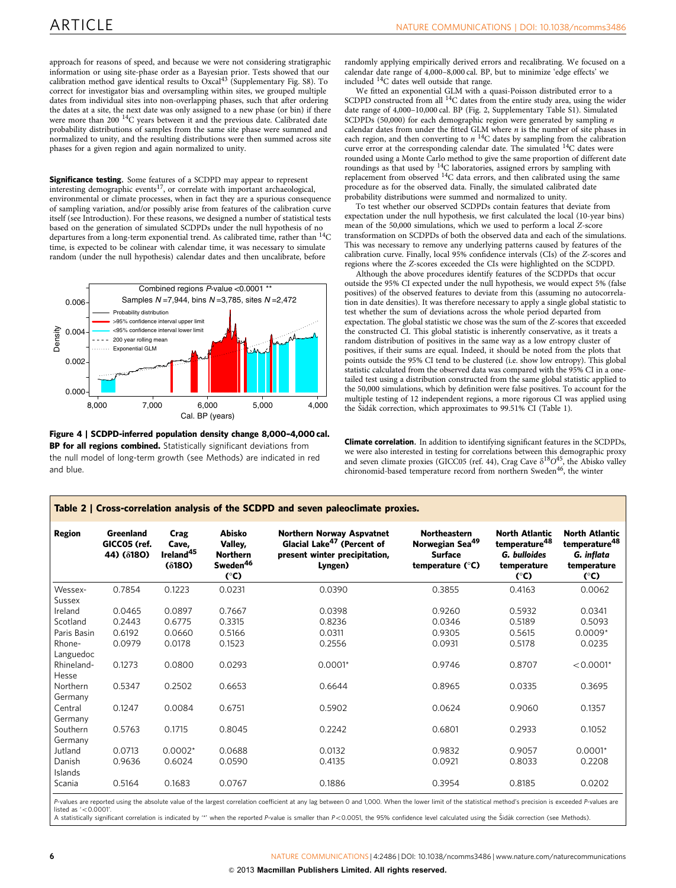approach for reasons of speed, and because we were not considering stratigraphic information or using site-phase order as a Bayesian prior. Tests showed that our calibration method gave identical results to Oxcal[43] (Supplementary Fig. S8). To correct for investigator bias and oversampling within sites, we grouped multiple dates from individual sites into non-overlapping phases, such that after ordering the dates at a site, the next date was only assigned to a new phase (or bin) if there were more than 200 $^{14}$C years between it and the previous date. Calibrated date probability distributions of samples from the same site phase were summed and normalized to unity, and the resulting distributions were then summed across site phases for a given region and again normalized to unity.

**Significance testing.** Some features of a SCDPD may appear to represent interesting demographic events[17], or correlate with important archaeological, environmental or climate processes, when in fact they are a spurious consequence of sampling variation, and/or possibly arise from features of the calibration curve itself (see Introduction). For these reasons, we designed a number of statistical tests based on the generation of simulated SCDPDs under the null hypothesis of no departures from a long-term exponential trend. As calibrated time, rather than $^{14}$C time, is expected to be colinear with calendar time, it was necessary to simulate random (under the null hypothesis) calendar dates and then uncalibrate, before

**Figure 4 | SCDPD-inferred population density change 8,000–4,000 cal. BP for all regions combined.** Statistically significant deviations from the null model of long-term growth (see Methods) are indicated in red and blue.

randomly applying empirically derived errors and recalibrating. We focused on a calendar date range of 4,000–8,000 cal. BP, but to minimize 'edge effects' we included $^{14}$C dates well outside that range.

We fitted an exponential GLM with a quasi-Poisson distributed error to a SCDPD constructed from all $^{14}$C dates from the entire study area, using the wider date range of 4,000–10,000 cal. BP (Fig. 2, Supplementary Table S1). Simulated SCDPDs (50,000) for each demographic region were generated by sampling $n$ calendar dates from under the fitted GLM where $n$ is the number of site phases in each region, and then converting to $n$ $^{14}$C dates by sampling from the calibration curve error at the corresponding calendar date. The simulated $^{14}$C dates were rounded using a Monte Carlo method to give the same proportion of different date roundings as that used by $^{14}$C laboratories, assigned errors by sampling with replacement from observed $^{14}$C data errors, and then calibrated using the same procedure as for the observed data. Finally, the simulated calibrated date probability distributions were summed and normalized to unity.

To test whether our observed SCDPDs contain features that deviate from expectation under the null hypothesis, we first calculated the local (10-year bins) mean of the 50,000 simulations, which we used to perform a local $Z$-score transformation on SCDPDs of both the observed data and each of the simulations. This was necessary to remove any underlying patterns caused by features of the calibration curve. Finally, local 95% confidence intervals (CIs) of the $Z$-scores and regions where the $Z$-scores exceeded the CIs were highlighted on the SCDPD.

Although the above procedures identify features of the SCDPDs that occur outside the 95% CI expected under the null hypothesis, we would expect 5% (false positives) of the observed features to deviate from this (assuming no autocorrelation in date densities). It was therefore necessary to apply a single global statistic to test whether the sum of deviations across the whole period departed from expectation. The global statistic we chose was the sum of the $Z$-scores that exceeded the constructed CI. This global statistic is inherently conservative, as it treats a random distribution of positives in the same way as a low entropy cluster of positives, if their sums are equal. Indeed, it should be noted from the plots that points outside the 95% CI tend to be clustered (i.e. show low entropy). This global statistic calculated from the observed data was compared with the 95% CI in a one-tailed test using a distribution constructed from the same global statistic applied to the 50,000 simulations, which by definition were false positives. To account for the multiple testing of 12 independent regions, a more rigorous CI was applied using the Šidák correction, which approximates to 99.51% CI (Table 1).

**Climate correlation.** In addition to identifying significant features in the SCDPDs, we were also interested in testing for correlations between this demographic proxy and seven climate proxies (GICC05 (ref. 44), Crag Cave $\delta^{18}O$[45], the Abisko valley chironomid-based temperature record from northern Sweden[46], the winter

**Table 2 | Cross-correlation analysis of the SCDPD and seven paleoclimate proxies.**

| Region | Greenland GICC05 (ref. 44) ($\delta$18O) | Crag Cave, Ireland[45] ($\delta$18O) | Abisko Valley, Northern Sweden[46] (°C) | Northern Norway Aspvatnet Glacial Lake[47] (Percent of present winter precipitation, Lyngen) | Northeastern Norwegian Sea[49] Surface temperature (°C) | North Atlantic temperature[48] *G. bulloides* temperature (°C) | North Atlantic temperature[48] *G. inflata* temperature (°C) |
|---|---|---|---|---|---|---|---|
| Wessex-Sussex | 0.7854 | 0.1223 | 0.0231 | 0.0390 | 0.3855 | 0.4163 | 0.0062 |
| Ireland | 0.0465 | 0.0897 | 0.7667 | 0.0398 | 0.9260 | 0.5932 | 0.0341 |
| Scotland | 0.2443 | 0.6775 | 0.3315 | 0.8236 | 0.0346 | 0.5189 | 0.5093 |
| Paris Basin | 0.6192 | 0.0660 | 0.5166 | 0.0311 | 0.9305 | 0.5615 | 0.0009* |
| Rhone-Languedoc | 0.0979 | 0.0178 | 0.1523 | 0.2556 | 0.0931 | 0.5178 | 0.0235 |
| Rhineland-Hesse | 0.1273 | 0.0800 | 0.0293 | 0.0001* | 0.9746 | 0.8707 | <0.0001* |
| Northern Germany | 0.5347 | 0.2502 | 0.6653 | 0.6644 | 0.8965 | 0.0335 | 0.3695 |
| Central Germany | 0.1247 | 0.0084 | 0.6751 | 0.5902 | 0.0624 | 0.9060 | 0.1357 |
| Southern Germany | 0.5763 | 0.1715 | 0.8045 | 0.2242 | 0.6801 | 0.2933 | 0.1052 |
| Jutland | 0.0713 | 0.0002* | 0.0688 | 0.0132 | 0.9832 | 0.9057 | 0.0001* |
| Danish Islands | 0.9636 | 0.6024 | 0.0590 | 0.4135 | 0.0921 | 0.8033 | 0.2208 |
| Scania | 0.5164 | 0.1683 | 0.0767 | 0.1886 | 0.3954 | 0.8185 | 0.0202 |

$P$-values are reported using the absolute value of the largest correlation coefficient at any lag between 0 and 1,000. When the lower limit of the statistical method's precision is exceeded $P$-values are listed as '<0.0001'.

A statistically significant correlation is indicated by '*' when the reported $P$-value is smaller than $P$<0.0051, the 95% confidence level calculated using the Šidák correction (see Methods).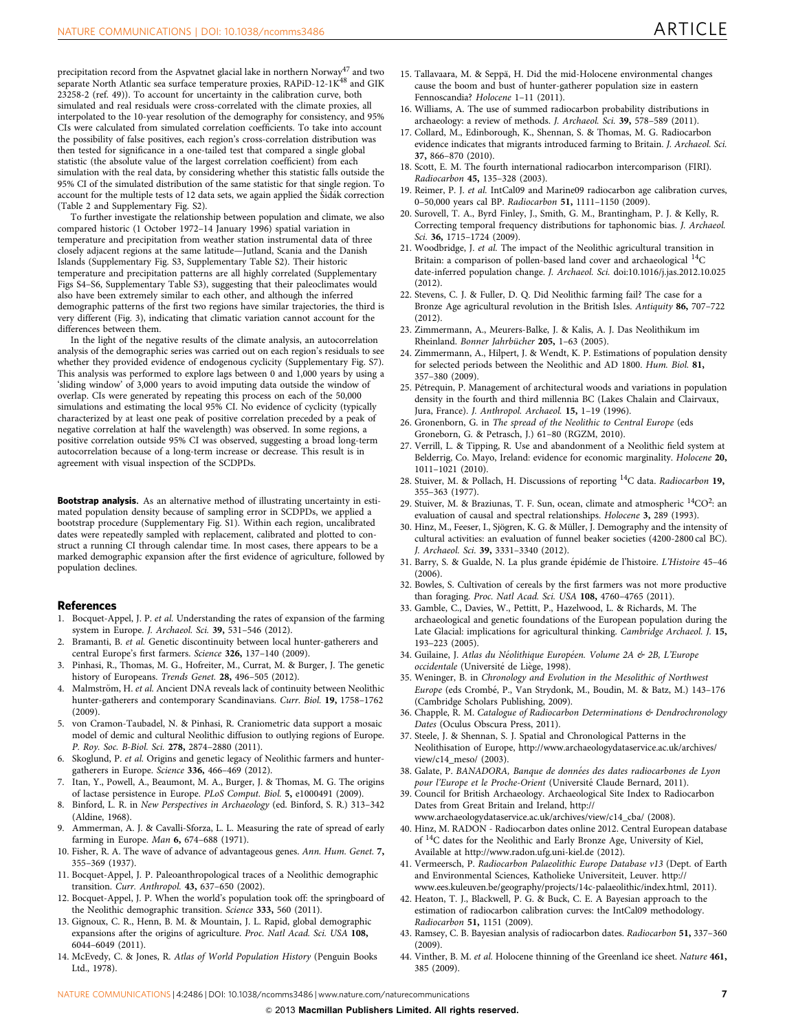precipitation record from the Aspvatnet glacial lake in northern Norway[47] and two separate North Atlantic sea surface temperature proxies, RAPiD-12-1K[48] and GIK 23258-2 (ref. 49)). To account for uncertainty in the calibration curve, both simulated and real residuals were cross-correlated with the climate proxies, all interpolated to the 10-year resolution of the demography for consistency, and 95% CIs were calculated from simulated correlation coefficients. To take into account the possibility of false positives, each region's cross-correlation distribution was then tested for significance in a one-tailed test that compared a single global statistic (the absolute value of the largest correlation coefficient) from each simulation with the real data, by considering whether this statistic falls outside the 95% CI of the simulated distribution of the same statistic for that single region. To account for the multiple tests of 12 data sets, we again applied the Šidák correction (Table 2 and Supplementary Fig. S2).

To further investigate the relationship between population and climate, we also compared historic (1 October 1972–14 January 1996) spatial variation in temperature and precipitation from weather station instrumental data of three closely adjacent regions at the same latitude—Jutland, Scania and the Danish Islands (Supplementary Fig. S3, Supplementary Table S2). Their historic temperature and precipitation patterns are all highly correlated (Supplementary Figs S4–S6, Supplementary Table S3), suggesting that their paleoclimates would also have been extremely similar to each other, and although the inferred demographic patterns of the first two regions have similar trajectories, the third is very different (Fig. 3), indicating that climatic variation cannot account for the differences between them.

In the light of the negative results of the climate analysis, an autocorrelation analysis of the demographic series was carried out on each region's residuals to see whether they provided evidence of endogenous cyclicity (Supplementary Fig. S7). This analysis was performed to explore lags between 0 and 1,000 years by using a 'sliding window' of 3,000 years to avoid imputing data outside the window of overlap. CIs were generated by repeating this process on each of the 50,000 simulations and estimating the local 95% CI. No evidence of cyclicity (typically characterized by at least one peak of positive correlation preceded by a peak of negative correlation at half the wavelength) was observed. In some regions, a positive correlation outside 95% CI was observed, suggesting a broad long-term autocorrelation because of a long-term increase or decrease. This result is in agreement with visual inspection of the SCDPDs.

**Bootstrap analysis.** As an alternative method of illustrating uncertainty in estimated population density because of sampling error in SCDPDs, we applied a bootstrap procedure (Supplementary Fig. S1). Within each region, uncalibrated dates were repeatedly sampled with replacement, calibrated and plotted to construct a running CI through calendar time. In most cases, there appears to be a marked demographic expansion after the first evidence of agriculture, followed by population declines.

## References

1. Bocquet-Appel, J. P. *et al.* Understanding the rates of expansion of the farming system in Europe. *J. Archaeol. Sci.* **39,** 531–546 (2012).
2. Bramanti, B. *et al.* Genetic discontinuity between local hunter-gatherers and central Europe's first farmers. *Science* **326,** 137–140 (2009).
3. Pinhasi, R., Thomas, M. G., Hofreiter, M., Currat, M. & Burger, J. The genetic history of Europeans. *Trends Genet.* **28,** 496–505 (2012).
4. Malmström, H. *et al.* Ancient DNA reveals lack of continuity between Neolithic hunter-gatherers and contemporary Scandinavians. *Curr. Biol.* **19,** 1758–1762 (2009).
5. von Cramon-Taubadel, N. & Pinhasi, R. Craniometric data support a mosaic model of demic and cultural Neolithic diffusion to outlying regions of Europe. *P. Roy. Soc. B-Biol. Sci.* **278,** 2874–2880 (2011).
6. Skoglund, P. *et al.* Origins and genetic legacy of Neolithic farmers and hunter-gatherers in Europe. *Science* **336,** 466–469 (2012).
7. Itan, Y., Powell, A., Beaumont, M. A., Burger, J. & Thomas, M. G. The origins of lactase persistence in Europe. *PLoS Comput. Biol.* **5,** e1000491 (2009).
8. Binford, L. R. in *New Perspectives in Archaeology* (ed. Binford, S. R.) 313–342 (Aldine, 1968).
9. Ammerman, A. J. & Cavalli-Sforza, L. L. Measuring the rate of spread of early farming in Europe. *Man* **6,** 674–688 (1971).
10. Fisher, R. A. The wave of advance of advantageous genes. *Ann. Hum. Genet.* **7,** 355–369 (1937).
11. Bocquet-Appel, J. P. Paleoanthropological traces of a Neolithic demographic transition. *Curr. Anthropol.* **43,** 637–650 (2002).
12. Bocquet-Appel, J. P. When the world's population took off: the springboard of the Neolithic demographic transition. *Science* **333,** 560 (2011).
13. Gignoux, C. R., Henn, B. M. & Mountain, J. L. Rapid, global demographic expansions after the origins of agriculture. *Proc. Natl Acad. Sci. USA* **108,** 6044–6049 (2011).
14. McEvedy, C. & Jones, R. *Atlas of World Population History* (Penguin Books Ltd., 1978).
15. Tallavaara, M. & Seppä, H. Did the mid-Holocene environmental changes cause the boom and bust of hunter-gatherer population size in eastern Fennoscandia? *Holocene* 1–11 (2011).
16. Williams, A. The use of summed radiocarbon probability distributions in archaeology: a review of methods. *J. Archaeol. Sci.* **39,** 578–589 (2011).
17. Collard, M., Edinborough, K., Shennan, S. & Thomas, M. G. Radiocarbon evidence indicates that migrants introduced farming to Britain. *J. Archaeol. Sci.* **37,** 866–870 (2010).
18. Scott, E. M. The fourth international radiocarbon intercomparison (FIRI). *Radiocarbon* **45,** 135–328 (2003).
19. Reimer, P. J. *et al.* IntCal09 and Marine09 radiocarbon age calibration curves, 0–50,000 years cal BP. *Radiocarbon* **51,** 1111–1150 (2009).
20. Surovell, T. A., Byrd Finley, J., Smith, G. M., Brantingham, P. J. & Kelly, R. Correcting temporal frequency distributions for taphonomic bias. *J. Archaeol. Sci.* **36,** 1715–1724 (2009).
21. Woodbridge, J. *et al.* The impact of the Neolithic agricultural transition in Britain: a comparison of pollen-based land cover and archaeological $^{14}C$ date-inferred population change. *J. Archaeol. Sci.* doi:10.1016/j.jas.2012.10.025 (2012).
22. Stevens, C. J. & Fuller, D. Q. Did Neolithic farming fail? The case for a Bronze Age agricultural revolution in the British Isles. *Antiquity* **86,** 707–722 (2012).
23. Zimmermann, A., Meurers-Balke, J. & Kalis, A. J. Das Neolithikum im Rheinland. *Bonner Jahrbücher* **205,** 1–63 (2005).
24. Zimmermann, A., Hilpert, J. & Wendt, K. P. Estimations of population density for selected periods between the Neolithic and AD 1800. *Hum. Biol.* **81,** 357–380 (2009).
25. Pétrequin, P. Management of architectural woods and variations in population density in the fourth and third millennia BC (Lakes Chalain and Clairvaux, Jura, France). *J. Anthropol. Archaeol.* **15,** 1–19 (1996).
26. Gronenborn, G. in *The spread of the Neolithic to Central Europe* (eds Groneborn, G. & Petrasch, J.) 61–80 (RGZM, 2010).
27. Verrill, L. & Tipping, R. Use and abandonment of a Neolithic field system at Belderrig, Co. Mayo, Ireland: evidence for economic marginality. *Holocene* **20,** 1011–1021 (2010).
28. Stuiver, M. & Pollach, H. Discussions of reporting $^{14}C$ data. *Radiocarbon* **19,** 355–363 (1977).
29. Stuiver, M. & Braziunas, T. F. Sun, ocean, climate and atmospheric $^{14}CO^2$: an evaluation of causal and spectral relationships. *Holocene* **3,** 289 (1993).
30. Hinz, M., Feeser, I., Sjögren, K. G. & Müller, J. Demography and the intensity of cultural activities: an evaluation of funnel beaker societies (4200-2800 cal BC). *J. Archaeol. Sci.* **39,** 3331–3340 (2012).
31. Barry, S. & Gualde, N. La plus grande épidémie de l'histoire. *L'Histoire* 45–46 (2006).
32. Bowles, S. Cultivation of cereals by the first farmers was not more productive than foraging. *Proc. Natl Acad. Sci. USA* **108,** 4760–4765 (2011).
33. Gamble, C., Davies, W., Pettitt, P., Hazelwood, L. & Richards, M. The archaeological and genetic foundations of the European population during the Late Glacial: implications for agricultural thinking. *Cambridge Archaeol. J.* **15,** 193–223 (2005).
34. Guilaine, J. *Atlas du Néolithique Européen. Volume 2A & 2B, L'Europe occidentale* (Université de Liège, 1998).
35. Weninger, B. in *Chronology and Evolution in the Mesolithic of Northwest Europe* (eds Crombé, P., Van Strydonk, M., Boudin, M. & Batz, M.) 143–176 (Cambridge Scholars Publishing, 2009).
36. Chapple, R. M. *Catalogue of Radiocarbon Determinations & Dendrochronology Dates* (Oculus Obscura Press, 2011).
37. Steele, J. & Shennan, S. J. Spatial and Chronological Patterns in the Neolithisation of Europe, http://www.archaeologydataservice.ac.uk/archives/view/c14_meso/ (2003).
38. Galate, P. *BANADORA, Banque de données des dates radiocarbones de Lyon pour l'Europe et le Proche-Orient* (Université Claude Bernard, 2011).
39. Council for British Archaeology. Archaeological Site Index to Radiocarbon Dates from Great Britain and Ireland, http://www.archaeologydataservice.ac.uk/archives/view/c14_cba/ (2008).
40. Hinz, M. RADON - Radiocarbon dates online 2012. Central European database of $^{14}C$ dates for the Neolithic and Early Bronze Age, University of Kiel, Available at http://www.radon.ufg.uni-kiel.de (2012).
41. Vermeersch, P. *Radiocarbon Palaeolithic Europe Database v13* (Dept. of Earth and Environmental Sciences, Katholieke Universiteit, Leuver. http://www.ees.kuleuven.be/geography/projects/14c-palaeolithic/index.html, 2011).
42. Heaton, T. J., Blackwell, P. G. & Buck, C. E. A Bayesian approach to the estimation of radiocarbon calibration curves: the IntCal09 methodology. *Radiocarbon* **51,** 1151 (2009).
43. Ramsey, C. B. Bayesian analysis of radiocarbon dates. *Radiocarbon* **51,** 337–360 (2009).
44. Vinther, B. M. *et al.* Holocene thinning of the Greenland ice sheet. *Nature* **461,** 385 (2009).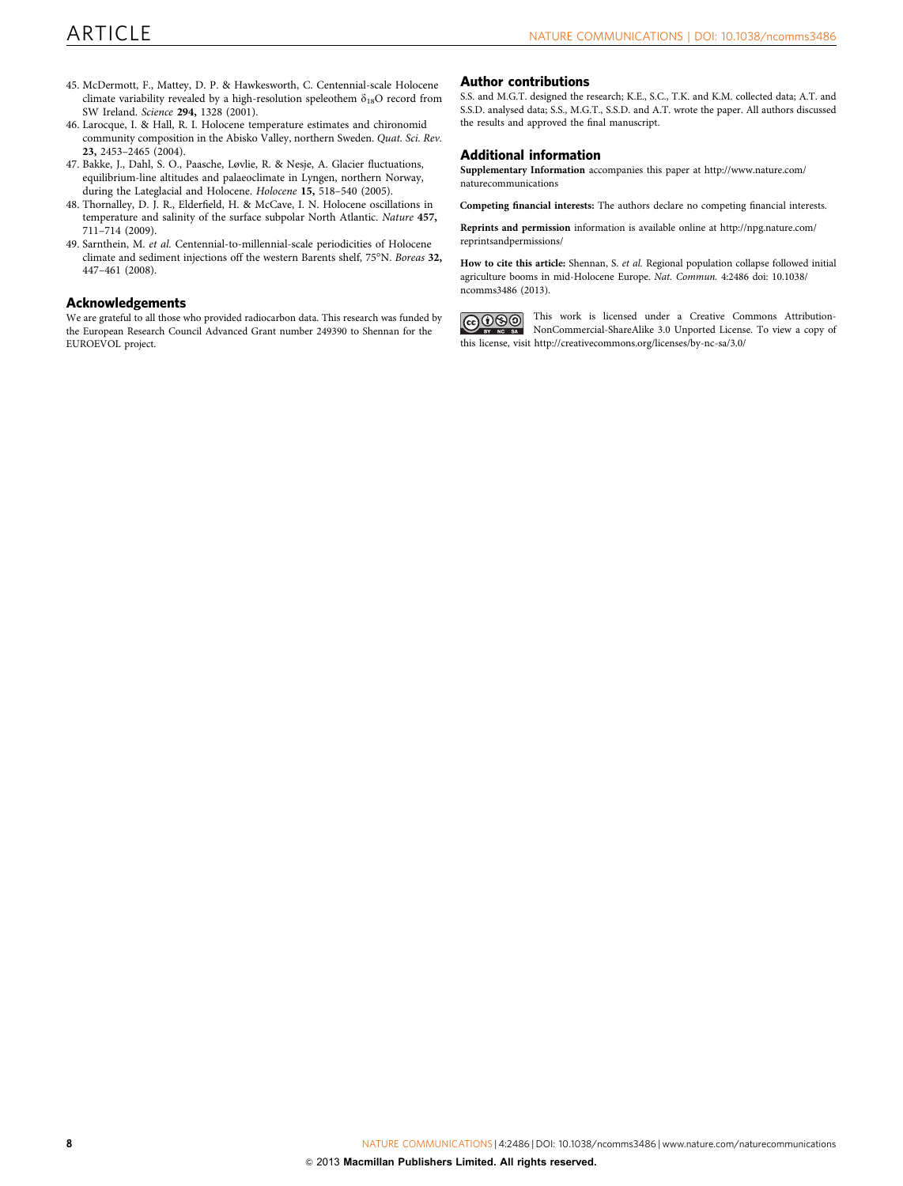45. McDermott, F., Mattey, D. P. & Hawkesworth, C. Centennial-scale Holocene climate variability revealed by a high-resolution speleothem $\delta_{18}$O record from SW Ireland. *Science* **294,** 1328 (2001).
46. Larocque, I. & Hall, R. I. Holocene temperature estimates and chironomid community composition in the Abisko Valley, northern Sweden. *Quat. Sci. Rev.* **23,** 2453–2465 (2004).
47. Bakke, J., Dahl, S. O., Paasche, Løvlie, R. & Nesje, A. Glacier fluctuations, equilibrium-line altitudes and palaeoclimate in Lyngen, northern Norway, during the Lateglacial and Holocene. *Holocene* **15,** 518–540 (2005).
48. Thornalley, D. J. R., Elderfield, H. & McCave, I. N. Holocene oscillations in temperature and salinity of the surface subpolar North Atlantic. *Nature* **457,** 711–714 (2009).
49. Sarnthein, M. *et al.* Centennial-to-millennial-scale periodicities of Holocene climate and sediment injections off the western Barents shelf, 75°N. *Boreas* **32,** 447–461 (2008).

## Acknowledgements

We are grateful to all those who provided radiocarbon data. This research was funded by the European Research Council Advanced Grant number 249390 to Shennan for the EUROEVOL project.

## Author contributions

S.S. and M.G.T. designed the research; K.E., S.C., T.K. and K.M. collected data; A.T. and S.S.D. analysed data; S.S., M.G.T., S.S.D. and A.T. wrote the paper. All authors discussed the results and approved the final manuscript.

## Additional information

**Supplementary Information** accompanies this paper at http://www.nature.com/naturecommunications

**Competing financial interests:** The authors declare no competing financial interests.

**Reprints and permission** information is available online at http://npg.nature.com/reprintsandpermissions/

**How to cite this article:** Shennan, S. *et al.* Regional population collapse followed initial agriculture booms in mid-Holocene Europe. *Nat. Commun.* 4:2486 doi: 10.1038/ncomms3486 (2013).

This work is licensed under a Creative Commons Attribution-NonCommercial-ShareAlike 3.0 Unported License. To view a copy of this license, visit http://creativecommons.org/licenses/by-nc-sa/3.0/